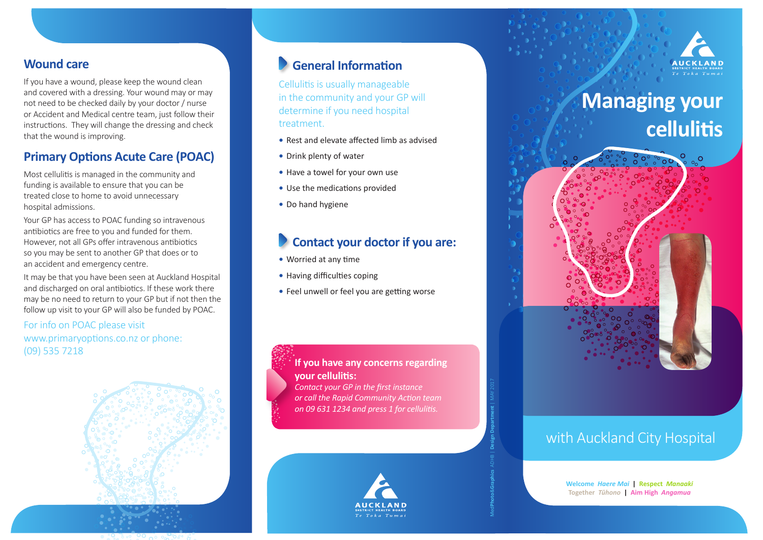## Wound care

If you have a wound, please keep the wound clean and covered with a dressing. Your wound may or may not need to be checked daily by your doctor / nurse or Accident and Medical centre team, just follow their instructions. They will change the dressing and check that the wound is improving.

## Primary Options Acute Care (POAC)

Most cellulitis is managed in the community and funding is available to ensure that you can be treated close to home to avoid unnecessary hospital admissions.

Your GP has access to POAC funding so intravenous antibiotics are free to you and funded for them. However, not all GPs offer intravenous antibiotics so you may be sent to another GP that does or to an accident and emergency centre.

It may be that you have been seen at Auckland Hospital and discharged on oral antibiotics. If these work there may be no need to return to your GP but if not then the follow up visit to your GP will also be funded by POAC.

For info on POAC please visit www.primaryoptions.co.nz or phone: (09) 535 7218

## General Information

Cellulitis is usually manageable in the community and your GP will determine if you need hospital treatment.

- Rest and elevate affected limb as advised
- Drink plenty of water
- Have a towel for your own use
- Use the medications provided
- Do hand hygiene

## Contact your doctor if you are:

- Worried at any time
- Having difficulties coping
- Feel unwell or feel you are getting worse

**If you have any concerns regarding your cellulitis:**

*Contact your GP in the first instance or call the Rapid Community Action team on 09 631 1234 and press 1 for cellulitis.*

AUCKLAND DISTRICT HEALTH BOARD
Te Toka Tumai

MedPhoto&Graphics ADHB | Design Department | MAY 2017

AUCKLAND DISTRICT HEALTH BOARD
Te Toka Tumai

# Managing your cellulitis

with Auckland City Hospital

Welcome *Haere Mai* | Respect *Manaaki*
Together *Tūhono* | Aim High *Angamua*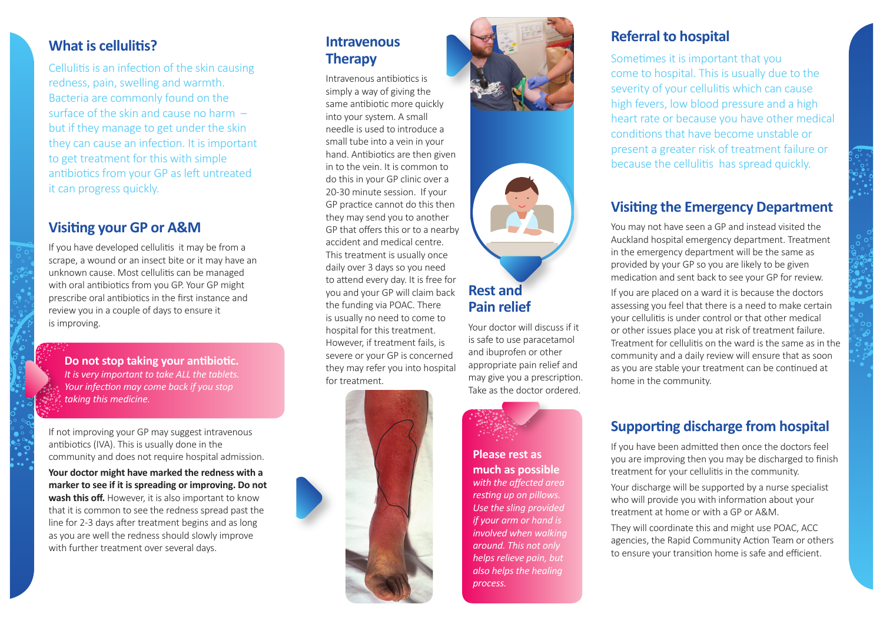## What is cellulitis?

Cellulitis is an infection of the skin causing redness, pain, swelling and warmth. Bacteria are commonly found on the surface of the skin and cause no harm – but if they manage to get under the skin they can cause an infection. It is important to get treatment for this with simple antibiotics from your GP as left untreated it can progress quickly.

## Visiting your GP or A&M

If you have developed cellulitis it may be from a scrape, a wound or an insect bite or it may have an unknown cause. Most cellulitis can be managed with oral antibiotics from you GP. Your GP might prescribe oral antibiotics in the first instance and review you in a couple of days to ensure it is improving.

**Do not stop taking your antibiotic.**
*It is very important to take ALL the tablets. Your infection may come back if you stop taking this medicine.*

If not improving your GP may suggest intravenous antibiotics (IVA). This is usually done in the community and does not require hospital admission.

**Your doctor might have marked the redness with a marker to see if it is spreading or improving. Do not wash this off.** However, it is also important to know that it is common to see the redness spread past the line for 2-3 days after treatment begins and as long as you are well the redness should slowly improve with further treatment over several days.

## Intravenous Therapy

Intravenous antibiotics is simply a way of giving the same antibiotic more quickly into your system. A small needle is used to introduce a small tube into a vein in your hand. Antibiotics are then given in to the vein. It is common to do this in your GP clinic over a 20-30 minute session. If your GP practice cannot do this then they may send you to another GP that offers this or to a nearby accident and medical centre. This treatment is usually once daily over 3 days so you need to attend every day. It is free for you and your GP will claim back the funding via POAC. There is usually no need to come to hospital for this treatment. However, if treatment fails, is severe or your GP is concerned they may refer you into hospital for treatment.

## Rest and Pain relief

Your doctor will discuss if it is safe to use paracetamol and ibuprofen or other appropriate pain relief and may give you a prescription. Take as the doctor ordered.

**Please rest as much as possible**
*with the affected area resting up on pillows. Use the sling provided if your arm or hand is involved when walking around. This not only helps relieve pain, but also helps the healing process.*

## Referral to hospital

Sometimes it is important that you come to hospital. This is usually due to the severity of your cellulitis which can cause high fevers, low blood pressure and a high heart rate or because you have other medical conditions that have become unstable or present a greater risk of treatment failure or because the cellulitis has spread quickly.

## Visiting the Emergency Department

You may not have seen a GP and instead visited the Auckland hospital emergency department. Treatment in the emergency department will be the same as provided by your GP so you are likely to be given medication and sent back to see your GP for review.

If you are placed on a ward it is because the doctors assessing you feel that there is a need to make certain your cellulitis is under control or that other medical or other issues place you at risk of treatment failure. Treatment for cellulitis on the ward is the same as in the community and a daily review will ensure that as soon as you are stable your treatment can be continued at home in the community.

## Supporting discharge from hospital

If you have been admitted then once the doctors feel you are improving then you may be discharged to finish treatment for your cellulitis in the community.

Your discharge will be supported by a nurse specialist who will provide you with information about your treatment at home or with a GP or A&M.

They will coordinate this and might use POAC, ACC agencies, the Rapid Community Action Team or others to ensure your transition home is safe and efficient.